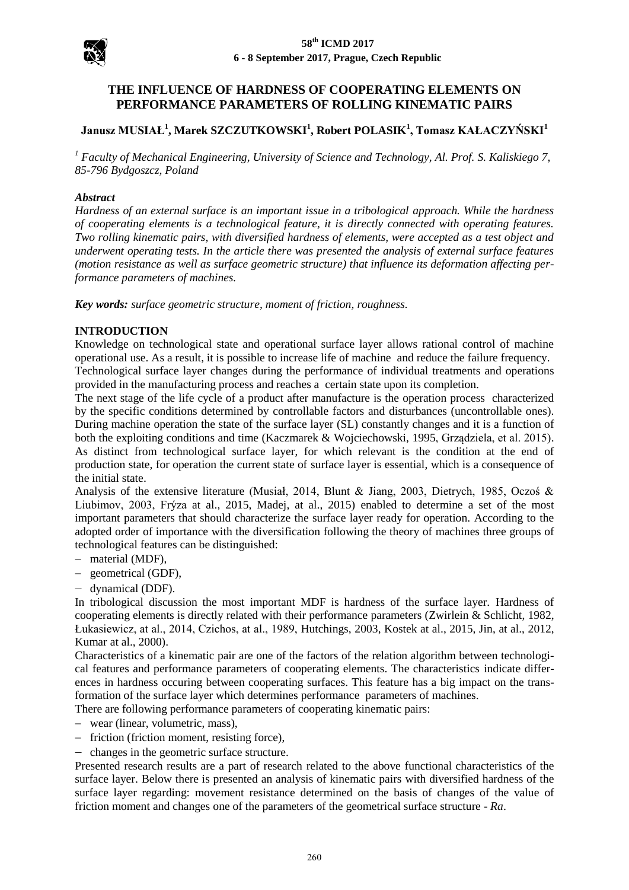# THE INFLUENCE OF HARDNESS OF COOPERATING ELEMENTS ON PERFORMANCE PARAMETERS OF ROLLING KINEMATIC PAIRS

**Janusz MUSIAŁ[1], Marek SZCZUTKOWSKI[1], Robert POLASIK[1], Tomasz KAŁACZYŃSKI[1]**

*[1] Faculty of Mechanical Engineering, University of Science and Technology, Al. Prof. S. Kaliskiego 7, 85-796 Bydgoszcz, Poland*

### *Abstract*

*Hardness of an external surface is an important issue in a tribological approach. While the hardness of cooperating elements is a technological feature, it is directly connected with operating features. Two rolling kinematic pairs, with diversified hardness of elements, were accepted as a test object and underwent operating tests. In the article there was presented the analysis of external surface features (motion resistance as well as surface geometric structure) that influence its deformation affecting performance parameters of machines.*

***Key words:*** *surface geometric structure, moment of friction, roughness.*

## INTRODUCTION

Knowledge on technological state and operational surface layer allows rational control of machine operational use. As a result, it is possible to increase life of machine and reduce the failure frequency. Technological surface layer changes during the performance of individual treatments and operations provided in the manufacturing process and reaches a certain state upon its completion.

The next stage of the life cycle of a product after manufacture is the operation process characterized by the specific conditions determined by controllable factors and disturbances (uncontrollable ones). During machine operation the state of the surface layer (SL) constantly changes and it is a function of both the exploiting conditions and time (Kaczmarek & Wojciechowski, 1995, Grządziela, et al. 2015). As distinct from technological surface layer, for which relevant is the condition at the end of production state, for operation the current state of surface layer is essential, which is a consequence of the initial state.

Analysis of the extensive literature (Musiał, 2014, Blunt & Jiang, 2003, Dietrych, 1985, Oczoś & Liubimov, 2003, Frýza at al., 2015, Madej, at al., 2015) enabled to determine a set of the most important parameters that should characterize the surface layer ready for operation. According to the adopted order of importance with the diversification following the theory of machines three groups of technological features can be distinguished:

- material (MDF),
- geometrical (GDF),
- dynamical (DDF).

In tribological discussion the most important MDF is hardness of the surface layer. Hardness of cooperating elements is directly related with their performance parameters (Zwirlein & Schlicht, 1982, Łukasiewicz, at al., 2014, Czichos, at al., 1989, Hutchings, 2003, Kostek at al., 2015, Jin, at al., 2012, Kumar at al., 2000).

Characteristics of a kinematic pair are one of the factors of the relation algorithm between technological features and performance parameters of cooperating elements. The characteristics indicate differences in hardness occuring between cooperating surfaces. This feature has a big impact on the transformation of the surface layer which determines performance parameters of machines.

There are following performance parameters of cooperating kinematic pairs:

- wear (linear, volumetric, mass),
- friction (friction moment, resisting force),
- changes in the geometric surface structure.

Presented research results are a part of research related to the above functional characteristics of the surface layer. Below there is presented an analysis of kinematic pairs with diversified hardness of the surface layer regarding: movement resistance determined on the basis of changes of the value of friction moment and changes one of the parameters of the geometrical surface structure - *Ra*.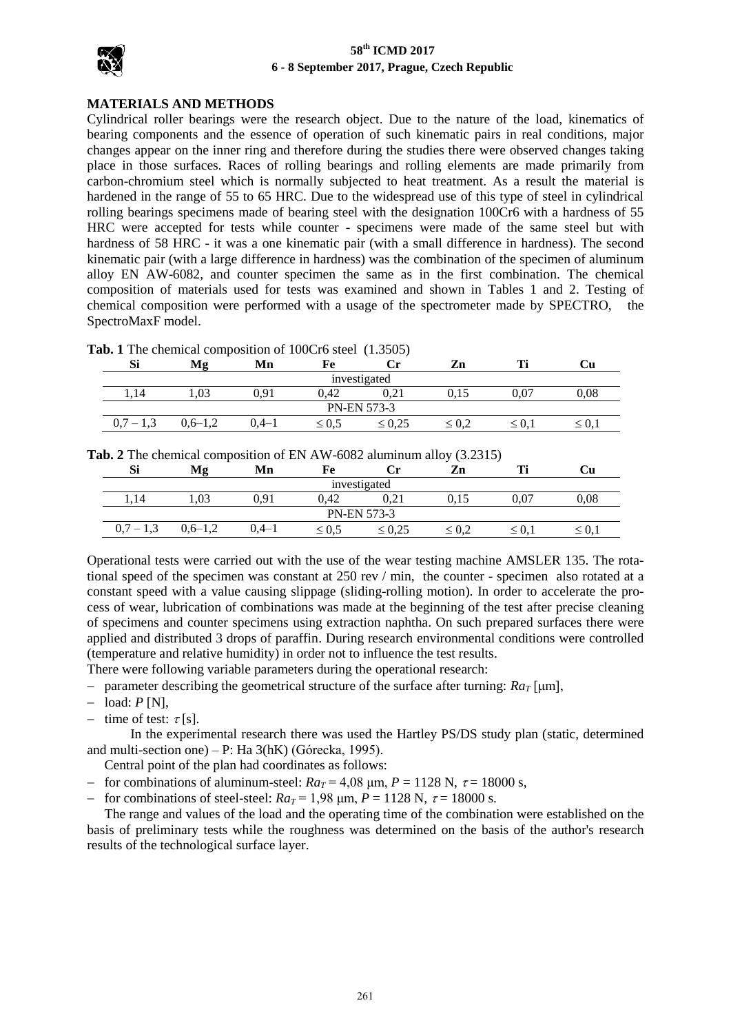## MATERIALS AND METHODS

Cylindrical roller bearings were the research object. Due to the nature of the load, kinematics of bearing components and the essence of operation of such kinematic pairs in real conditions, major changes appear on the inner ring and therefore during the studies there were observed changes taking place in those surfaces. Races of rolling bearings and rolling elements are made primarily from carbon-chromium steel which is normally subjected to heat treatment. As a result the material is hardened in the range of 55 to 65 HRC. Due to the widespread use of this type of steel in cylindrical rolling bearings specimens made of bearing steel with the designation 100Cr6 with a hardness of 55 HRC were accepted for tests while counter - specimens were made of the same steel but with hardness of 58 HRC - it was a one kinematic pair (with a small difference in hardness). The second kinematic pair (with a large difference in hardness) was the combination of the specimen of aluminum alloy EN AW-6082, and counter specimen the same as in the first combination. The chemical composition of materials used for tests was examined and shown in Tables 1 and 2. Testing of chemical composition were performed with a usage of the spectrometer made by SPECTRO, the SpectroMaxF model.

**Tab. 1** The chemical composition of 100Cr6 steel (1.3505)

| Si | Mg | Mn | Fe | Cr | Zn | Ti | Cu |
|---|---|---|---|---|---|---|---|
| investigated | | | | | | | |
| 1,14 | 1,03 | 0,91 | 0,42 | 0,21 | 0,15 | 0,07 | 0,08 |
| PN-EN 573-3 | | | | | | | |
| 0,7 – 1,3 | 0,6–1,2 | 0,4–1 | ≤ 0,5 | ≤ 0,25 | ≤ 0,2 | ≤ 0,1 | ≤ 0,1 |

**Tab. 2** The chemical composition of EN AW-6082 aluminum alloy (3.2315)

| Si | Mg | Mn | Fe | Cr | Zn | Ti | Cu |
|---|---|---|---|---|---|---|---|
| investigated | | | | | | | |
| 1,14 | 1,03 | 0,91 | 0,42 | 0,21 | 0,15 | 0,07 | 0,08 |
| PN-EN 573-3 | | | | | | | |
| 0,7 – 1,3 | 0,6–1,2 | 0,4–1 | ≤ 0,5 | ≤ 0,25 | ≤ 0,2 | ≤ 0,1 | ≤ 0,1 |

Operational tests were carried out with the use of the wear testing machine AMSLER 135. The rotational speed of the specimen was constant at 250 rev / min, the counter - specimen also rotated at a constant speed with a value causing slippage (sliding-rolling motion). In order to accelerate the process of wear, lubrication of combinations was made at the beginning of the test after precise cleaning of specimens and counter specimens using extraction naphtha. On such prepared surfaces there were applied and distributed 3 drops of paraffin. During research environmental conditions were controlled (temperature and relative humidity) in order not to influence the test results.

There were following variable parameters during the operational research:

- parameter describing the geometrical structure of the surface after turning: $Ra_T$ [μm],
- load: $P$ [N],
- time of test: $\tau$ [s].

In the experimental research there was used the Hartley PS/DS study plan (static, determined and multi-section one) – P: Ha 3(hK) (Górecka, 1995).

Central point of the plan had coordinates as follows:

- for combinations of aluminum-steel: $Ra_T = 4{,}08$ μm, $P = 1128$ N, $\tau = 18000$ s,
- for combinations of steel-steel: $Ra_T = 1{,}98$ μm, $P = 1128$ N, $\tau = 18000$ s.

The range and values of the load and the operating time of the combination were established on the basis of preliminary tests while the roughness was determined on the basis of the author's research results of the technological surface layer.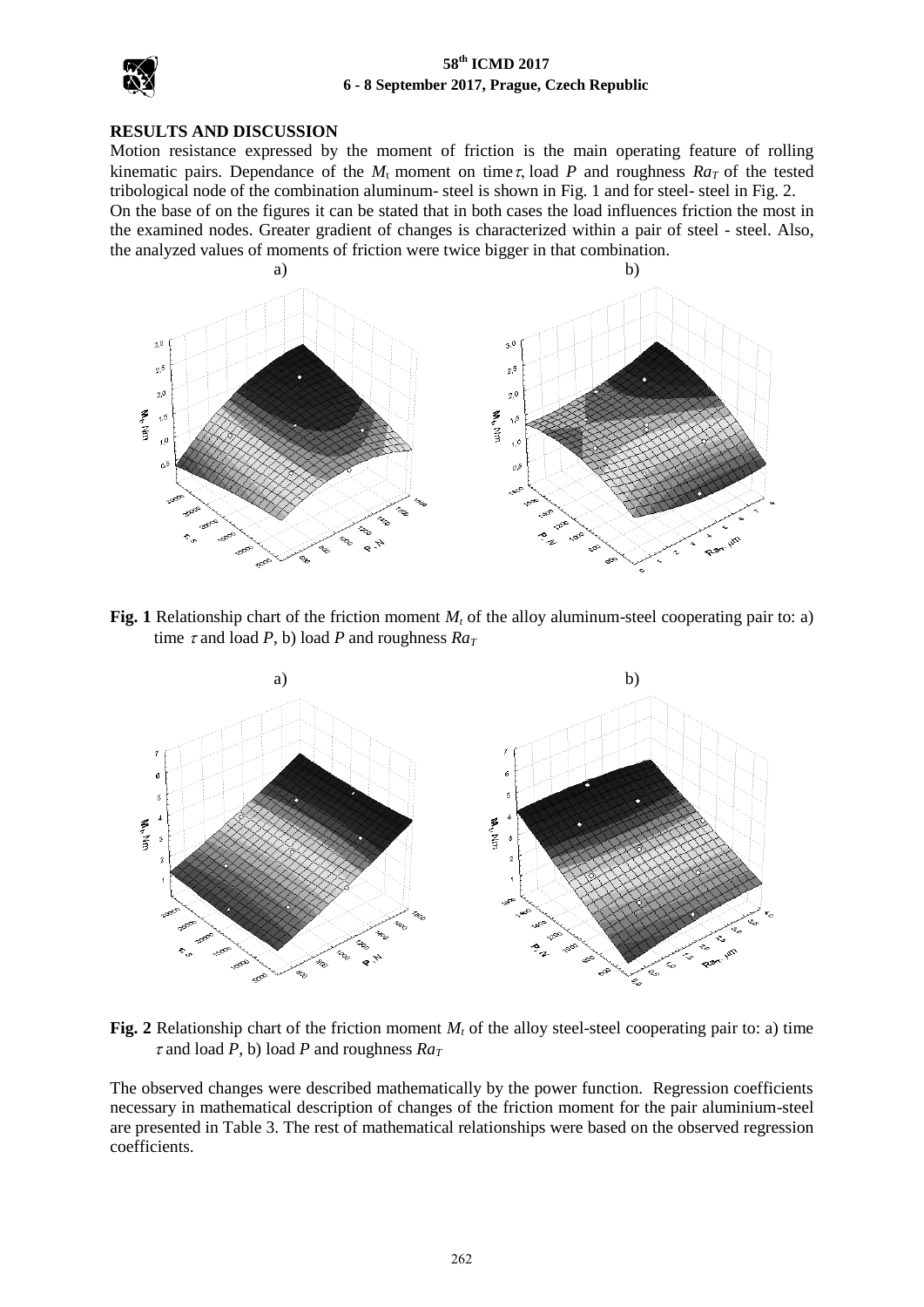## RESULTS AND DISCUSSION

Motion resistance expressed by the moment of friction is the main operating feature of rolling kinematic pairs. Dependance of the $M_t$ moment on time $\tau$, load $P$ and roughness $Ra_T$ of the tested tribological node of the combination aluminum- steel is shown in Fig. 1 and for steel- steel in Fig. 2. On the base of on the figures it can be stated that in both cases the load influences friction the most in the examined nodes. Greater gradient of changes is characterized within a pair of steel - steel. Also, the analyzed values of moments of friction were twice bigger in that combination.

**Fig. 1** Relationship chart of the friction moment $M_t$ of the alloy aluminum-steel cooperating pair to: a) time $\tau$ and load $P$, b) load $P$ and roughness $Ra_T$

**Fig. 2** Relationship chart of the friction moment $M_t$ of the alloy steel-steel cooperating pair to: a) time $\tau$ and load $P$, b) load $P$ and roughness $Ra_T$

The observed changes were described mathematically by the power function. Regression coefficients necessary in mathematical description of changes of the friction moment for the pair aluminium-steel are presented in Table 3. The rest of mathematical relationships were based on the observed regression coefficients.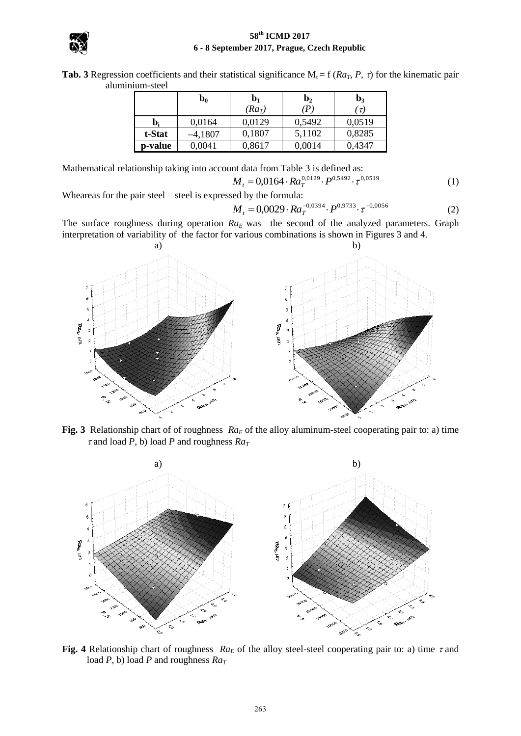**Tab. 3** Regression coefficients and their statistical significance $M_t = f(Ra_T, P, \tau)$ for the kinematic pair aluminium-steel

| | $b_0$ | $b_1$ $(Ra_T)$ | $b_2$ $(P)$ | $b_3$ $(\tau)$ |
|---|---|---|---|---|
| $b_i$ | 0,0164 | 0,0129 | 0,5492 | 0,0519 |
| t-Stat | –4,1807 | 0,1807 | 5,1102 | 0,8285 |
| p-value | 0,0041 | 0,8617 | 0,0014 | 0,4347 |

Mathematical relationship taking into account data from Table 3 is defined as:

$$M_t = 0{,}0164 \cdot Ra_T^{0{,}0129} \cdot P^{0{,}5492} \cdot \tau^{0{,}0519} \tag{1}$$

Wheareas for the pair steel – steel is expressed by the formula:

$$M_t = 0{,}0029 \cdot Ra_T^{-0{,}0394} \cdot P^{0{,}9733} \cdot \tau^{-0{,}0056} \tag{2}$$

The surface roughness during operation $Ra_E$ was the second of the analyzed parameters. Graph interpretation of variability of the factor for various combinations is shown in Figures 3 and 4.

**Fig. 3** Relationship chart of of roughness $Ra_E$ of the alloy aluminum-steel cooperating pair to: a) time $\tau$ and load $P$, b) load $P$ and roughness $Ra_T$

**Fig. 4** Relationship chart of roughness $Ra_E$ of the alloy steel-steel cooperating pair to: a) time $\tau$ and load $P$, b) load $P$ and roughness $Ra_T$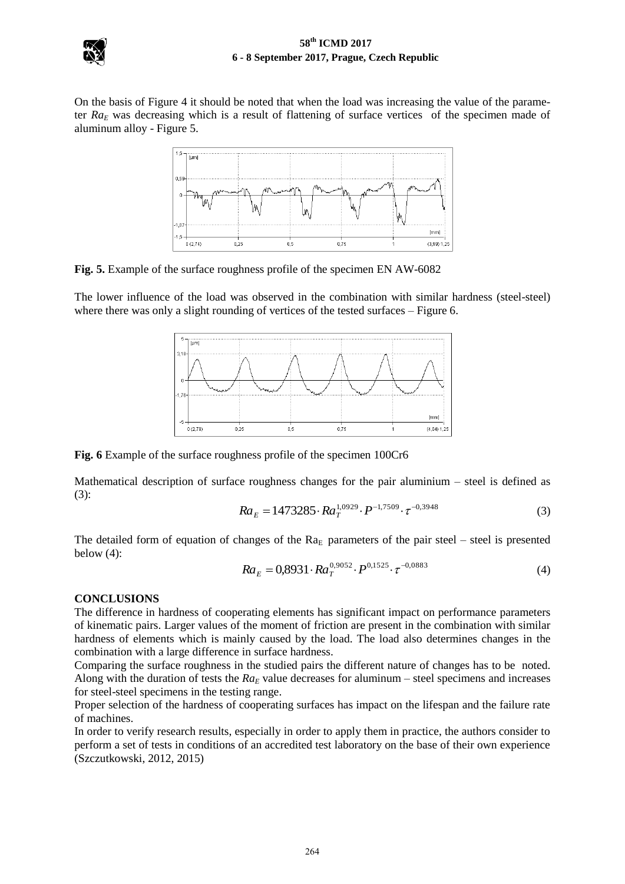On the basis of Figure 4 it should be noted that when the load was increasing the value of the parameter $Ra_E$ was decreasing which is a result of flattening of surface vertices of the specimen made of aluminum alloy - Figure 5.

**Fig. 5.** Example of the surface roughness profile of the specimen EN AW-6082

The lower influence of the load was observed in the combination with similar hardness (steel-steel) where there was only a slight rounding of vertices of the tested surfaces – Figure 6.

**Fig. 6** Example of the surface roughness profile of the specimen 100Cr6

Mathematical description of surface roughness changes for the pair aluminium – steel is defined as (3):

$$Ra_E = 1473285 \cdot Ra_T^{1,0929} \cdot P^{-1,7509} \cdot \tau^{-0,3948} \tag{3}$$

The detailed form of equation of changes of the $Ra_E$ parameters of the pair steel – steel is presented below (4):

$$Ra_E = 0,8931 \cdot Ra_T^{0,9052} \cdot P^{0,1525} \cdot \tau^{-0,0883} \tag{4}$$

## CONCLUSIONS

The difference in hardness of cooperating elements has significant impact on performance parameters of kinematic pairs. Larger values of the moment of friction are present in the combination with similar hardness of elements which is mainly caused by the load. The load also determines changes in the combination with a large difference in surface hardness.

Comparing the surface roughness in the studied pairs the different nature of changes has to be noted. Along with the duration of tests the $Ra_E$ value decreases for aluminum – steel specimens and increases for steel-steel specimens in the testing range.

Proper selection of the hardness of cooperating surfaces has impact on the lifespan and the failure rate of machines.

In order to verify research results, especially in order to apply them in practice, the authors consider to perform a set of tests in conditions of an accredited test laboratory on the base of their own experience (Szczutkowski, 2012, 2015)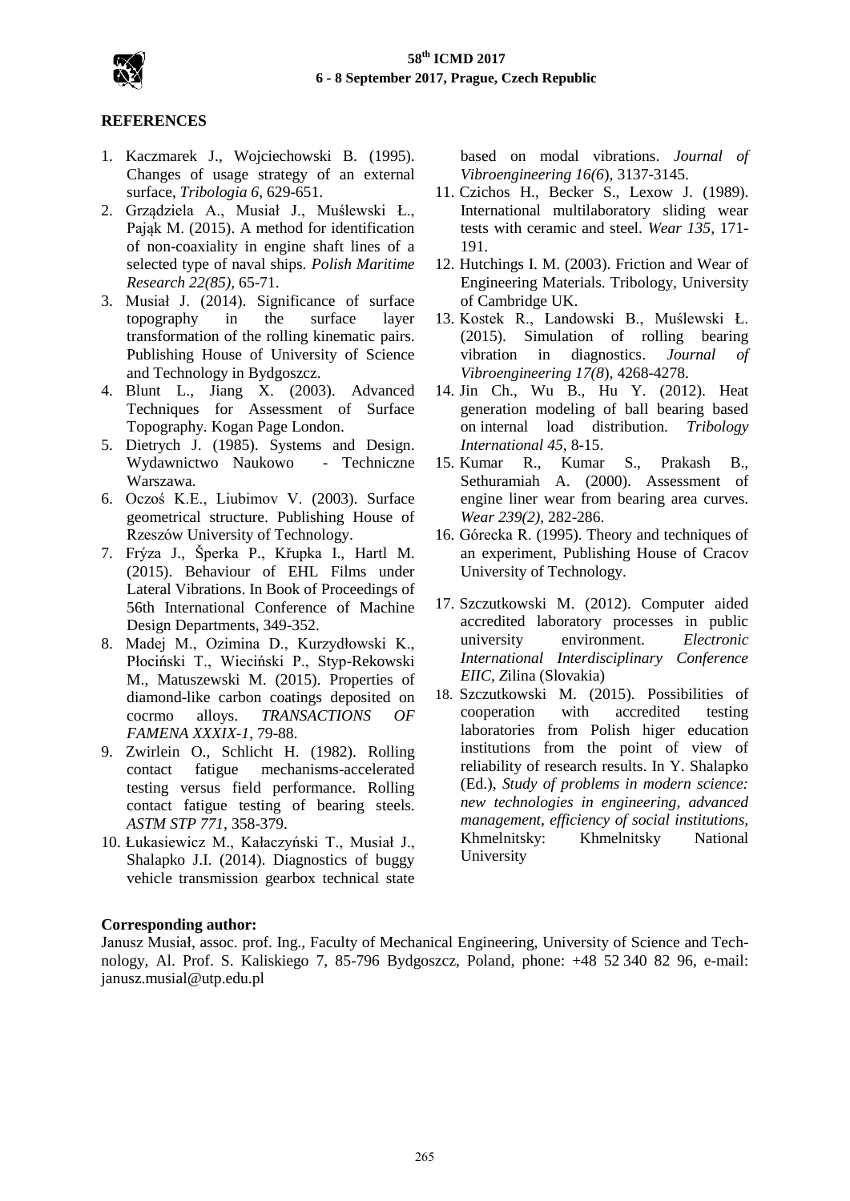## REFERENCES

1. Kaczmarek J., Wojciechowski B. (1995). Changes of usage strategy of an external surface, *Tribologia 6*, 629-651.
2. Grządziela A., Musiał J., Muślewski Ł., Pająk M. (2015). A method for identification of non-coaxiality in engine shaft lines of a selected type of naval ships. *Polish Maritime Research 22(85)*, 65-71.
3. Musiał J. (2014). Significance of surface topography in the surface layer transformation of the rolling kinematic pairs. Publishing House of University of Science and Technology in Bydgoszcz.
4. Blunt L., Jiang X. (2003). Advanced Techniques for Assessment of Surface Topography. Kogan Page London.
5. Dietrych J. (1985). Systems and Design. Wydawnictwo Naukowo - Techniczne Warszawa.
6. Oczoś K.E., Liubimov V. (2003). Surface geometrical structure. Publishing House of Rzeszów University of Technology.
7. Frýza J., Šperka P., Křupka I., Hartl M. (2015). Behaviour of EHL Films under Lateral Vibrations. In Book of Proceedings of 56th International Conference of Machine Design Departments, 349-352.
8. Madej M., Ozimina D., Kurzydłowski K., Płociński T., Wieciński P., Styp-Rekowski M., Matuszewski M. (2015). Properties of diamond-like carbon coatings deposited on cocrmo alloys. *TRANSACTIONS OF FAMENA XXXIX-1*, 79-88.
9. Zwirlein O., Schlicht H. (1982). Rolling contact fatigue mechanisms-accelerated testing versus field performance. Rolling contact fatigue testing of bearing steels. *ASTM STP 771*, 358-379.
10. Łukasiewicz M., Kałaczyński T., Musiał J., Shalapko J.I. (2014). Diagnostics of buggy vehicle transmission gearbox technical state based on modal vibrations. *Journal of Vibroengineering 16(6*), 3137-3145.
11. Czichos H., Becker S., Lexow J. (1989). International multilaboratory sliding wear tests with ceramic and steel. *Wear 135*, 171-191.
12. Hutchings I. M. (2003). Friction and Wear of Engineering Materials. Tribology, University of Cambridge UK.
13. Kostek R., Landowski B., Muślewski Ł. (2015). Simulation of rolling bearing vibration in diagnostics. *Journal of Vibroengineering 17(8*), 4268-4278.
14. Jin Ch., Wu B., Hu Y. (2012). Heat generation modeling of ball bearing based on internal load distribution. *Tribology International 45*, 8-15.
15. Kumar R., Kumar S., Prakash B., Sethuramiah A. (2000). Assessment of engine liner wear from bearing area curves. *Wear 239(2)*, 282-286.
16. Górecka R. (1995). Theory and techniques of an experiment, Publishing House of Cracov University of Technology.
17. Szczutkowski M. (2012). Computer aided accredited laboratory processes in public university environment. *Electronic International Interdisciplinary Conference EIIC*, Zilina (Slovakia)
18. Szczutkowski M. (2015). Possibilities of cooperation with accredited testing laboratories from Polish higer education institutions from the point of view of reliability of research results. In Y. Shalapko (Ed.), *Study of problems in modern science: new technologies in engineering, advanced management, efficiency of social institutions*, Khmelnitsky: Khmelnitsky National University

**Corresponding author:**
Janusz Musiał, assoc. prof. Ing., Faculty of Mechanical Engineering, University of Science and Technology, Al. Prof. S. Kaliskiego 7, 85-796 Bydgoszcz, Poland, phone: +48 52 340 82 96, e-mail: janusz.musial@utp.edu.pl